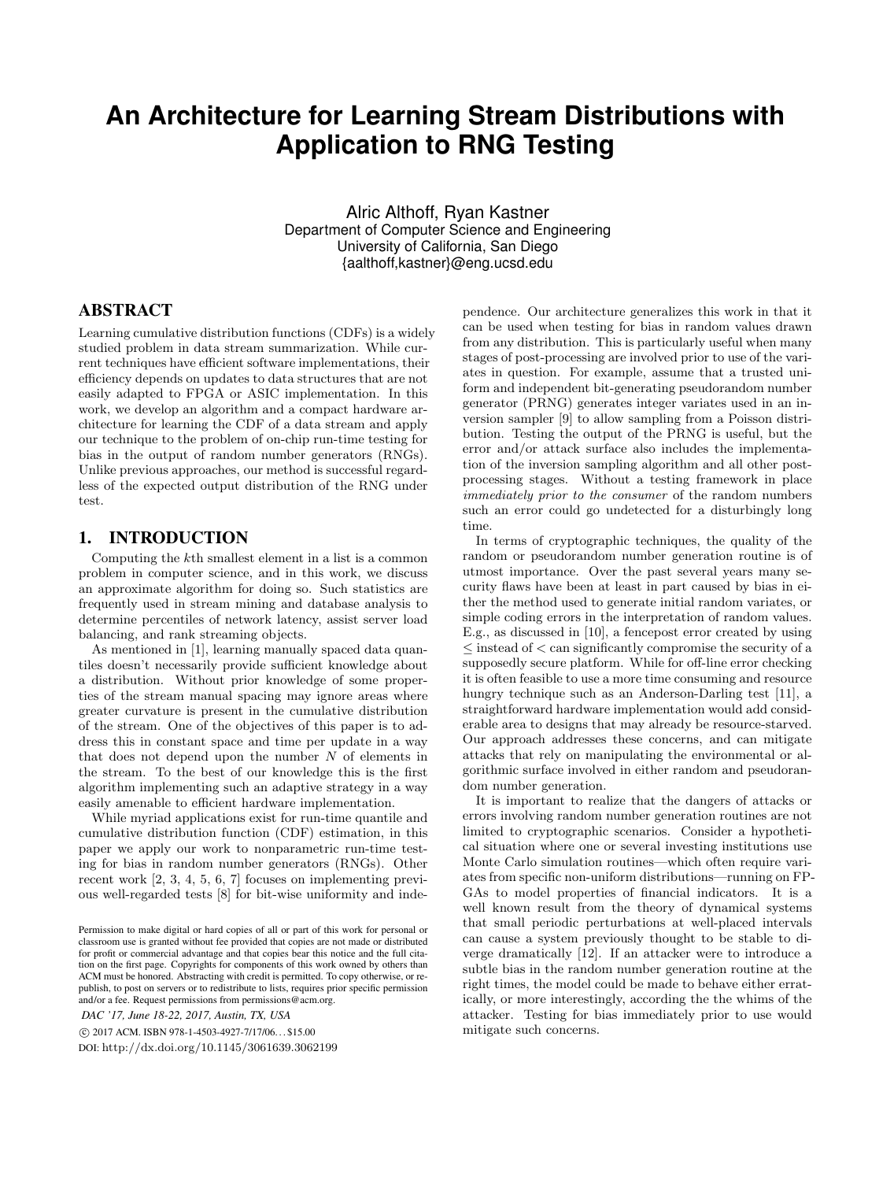# An Architecture for Learning Stream Distributions with Application to RNG Testing

Alric Althoff, Ryan Kastner
Department of Computer Science and Engineering
University of California, San Diego
{aalthoff,kastner}@eng.ucsd.edu

## ABSTRACT

Learning cumulative distribution functions (CDFs) is a widely studied problem in data stream summarization. While current techniques have efficient software implementations, their efficiency depends on updates to data structures that are not easily adapted to FPGA or ASIC implementation. In this work, we develop an algorithm and a compact hardware architecture for learning the CDF of a data stream and apply our technique to the problem of on-chip run-time testing for bias in the output of random number generators (RNGs). Unlike previous approaches, our method is successful regardless of the expected output distribution of the RNG under test.

## 1. INTRODUCTION

Computing the $k$th smallest element in a list is a common problem in computer science, and in this work, we discuss an approximate algorithm for doing so. Such statistics are frequently used in stream mining and database analysis to determine percentiles of network latency, assist server load balancing, and rank streaming objects.

As mentioned in [1], learning manually spaced data quantiles doesn't necessarily provide sufficient knowledge about a distribution. Without prior knowledge of some properties of the stream manual spacing may ignore areas where greater curvature is present in the cumulative distribution of the stream. One of the objectives of this paper is to address this in constant space and time per update in a way that does not depend upon the number $N$ of elements in the stream. To the best of our knowledge this is the first algorithm implementing such an adaptive strategy in a way easily amenable to efficient hardware implementation.

While myriad applications exist for run-time quantile and cumulative distribution function (CDF) estimation, in this paper we apply our work to nonparametric run-time testing for bias in random number generators (RNGs). Other recent work [2, 3, 4, 5, 6, 7] focuses on implementing previous well-regarded tests [8] for bit-wise uniformity and independence. Our architecture generalizes this work in that it can be used when testing for bias in random values drawn from any distribution. This is particularly useful when many stages of post-processing are involved prior to use of the variates in question. For example, assume that a trusted uniform and independent bit-generating pseudorandom number generator (PRNG) generates integer variates used in an inversion sampler [9] to allow sampling from a Poisson distribution. Testing the output of the PRNG is useful, but the error and/or attack surface also includes the implementation of the inversion sampling algorithm and all other post-processing stages. Without a testing framework in place *immediately prior to the consumer* of the random numbers such an error could go undetected for a disturbingly long time.

In terms of cryptographic techniques, the quality of the random or pseudorandom number generation routine is of utmost importance. Over the past several years many security flaws have been at least in part caused by bias in either the method used to generate initial random variates, or simple coding errors in the interpretation of random values. E.g., as discussed in [10], a fencepost error created by using $\leq$ instead of $<$ can significantly compromise the security of a supposedly secure platform. While for off-line error checking it is often feasible to use a more time consuming and resource hungry technique such as an Anderson-Darling test [11], a straightforward hardware implementation would add considerable area to designs that may already be resource-starved. Our approach addresses these concerns, and can mitigate attacks that rely on manipulating the environmental or algorithmic surface involved in either random and pseudorandom number generation.

It is important to realize that the dangers of attacks or errors involving random number generation routines are not limited to cryptographic scenarios. Consider a hypothetical situation where one or several investing institutions use Monte Carlo simulation routines—which often require variates from specific non-uniform distributions—running on FPGAs to model properties of financial indicators. It is a well known result from the theory of dynamical systems that small periodic perturbations at well-placed intervals can cause a system previously thought to be stable to diverge dramatically [12]. If an attacker were to introduce a subtle bias in the random number generation routine at the right times, the model could be made to behave either erratically, or more interestingly, according the the whims of the attacker. Testing for bias immediately prior to use would mitigate such concerns.

Permission to make digital or hard copies of all or part of this work for personal or classroom use is granted without fee provided that copies are not made or distributed for profit or commercial advantage and that copies bear this notice and the full citation on the first page. Copyrights for components of this work owned by others than ACM must be honored. Abstracting with credit is permitted. To copy otherwise, or republish, to post on servers or to redistribute to lists, requires prior specific permission and/or a fee. Request permissions from permissions@acm.org.

*DAC '17, June 18-22, 2017, Austin, TX, USA*

© 2017 ACM. ISBN 978-1-4503-4927-7/17/06...$15.00

DOI: http://dx.doi.org/10.1145/3061639.3062199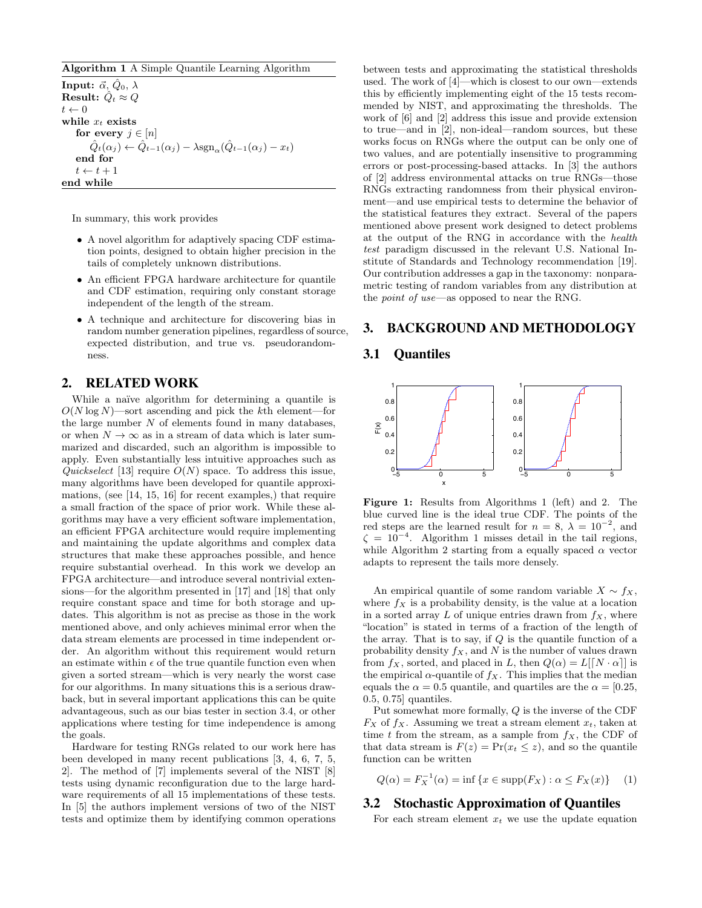**Algorithm 1** A Simple Quantile Learning Algorithm

**Input:** $\vec{\alpha}$, $\hat{Q}_0$, $\lambda$
**Result:** $\hat{Q}_t \approx Q$
$t \leftarrow 0$
**while** $x_t$ **exists**
  **for every** $j \in [n]$
    $\hat{Q}_t(\alpha_j) \leftarrow \hat{Q}_{t-1}(\alpha_j) - \lambda \text{sgn}_\alpha(\hat{Q}_{t-1}(\alpha_j) - x_t)$
  **end for**
  $t \leftarrow t + 1$
**end while**

In summary, this work provides

- A novel algorithm for adaptively spacing CDF estimation points, designed to obtain higher precision in the tails of completely unknown distributions.
- An efficient FPGA hardware architecture for quantile and CDF estimation, requiring only constant storage independent of the length of the stream.
- A technique and architecture for discovering bias in random number generation pipelines, regardless of source, expected distribution, and true vs. pseudorandomness.

## 2. RELATED WORK

While a naïve algorithm for determining a quantile is $O(N \log N)$—sort ascending and pick the $k$th element—for the large number $N$ of elements found in many databases, or when $N \to \infty$ as in a stream of data which is later summarized and discarded, such an algorithm is impossible to apply. Even substantially less intuitive approaches such as *Quickselect* [13] require $O(N)$ space. To address this issue, many algorithms have been developed for quantile approximations, (see [14, 15, 16] for recent examples,) that require a small fraction of the space of prior work. While these algorithms may have a very efficient software implementation, an efficient FPGA architecture would require implementing and maintaining the update algorithms and complex data structures that make these approaches possible, and hence require substantial overhead. In this work we develop an FPGA architecture—and introduce several nontrivial extensions—for the algorithm presented in [17] and [18] that only require constant space and time for both storage and updates. This algorithm is not as precise as those in the work mentioned above, and only achieves minimal error when the data stream elements are processed in time independent order. An algorithm without this requirement would return an estimate within $\epsilon$ of the true quantile function even when given a sorted stream—which is very nearly the worst case for our algorithms. In many situations this is a serious drawback, but in several important applications this can be quite advantageous, such as our bias tester in section 3.4, or other applications where testing for time independence is among the goals.

Hardware for testing RNGs related to our work here has been developed in many recent publications [3, 4, 6, 7, 5, 2]. The method of [7] implements several of the NIST [8] tests using dynamic reconfiguration due to the large hardware requirements of all 15 implementations of these tests. In [5] the authors implement versions of two of the NIST tests and optimize them by identifying common operations between tests and approximating the statistical thresholds used. The work of [4]—which is closest to our own—extends this by efficiently implementing eight of the 15 tests recommended by NIST, and approximating the thresholds. The work of [6] and [2] address this issue and provide extension to true—and in [2], non-ideal—random sources, but these works focus on RNGs where the output can be only one of two values, and are potentially insensitive to programming errors or post-processing-based attacks. In [3] the authors of [2] address environmental attacks on true RNGs—those RNGs extracting randomness from their physical environment—and use empirical tests to determine the behavior of the statistical features they extract. Several of the papers mentioned above present work designed to detect problems at the output of the RNG in accordance with the *health test* paradigm discussed in the relevant U.S. National Institute of Standards and Technology recommendation [19]. Our contribution addresses a gap in the taxonomy: nonparametric testing of random variables from any distribution at the *point of use*—as opposed to near the RNG.

## 3. BACKGROUND AND METHODOLOGY

### 3.1 Quantiles

**Figure 1:** Results from Algorithms 1 (left) and 2. The blue curved line is the ideal true CDF. The points of the red steps are the learned result for $n = 8$, $\lambda = 10^{-2}$, and $\zeta = 10^{-4}$. Algorithm 1 misses detail in the tail regions, while Algorithm 2 starting from a equally spaced $\alpha$ vector adapts to represent the tails more densely.

An empirical quantile of some random variable $X \sim f_X$, where $f_X$ is a probability density, is the value at a location in a sorted array $L$ of unique entries drawn from $f_X$, where "location" is stated in terms of a fraction of the length of the array. That is to say, if $Q$ is the quantile function of a probability density $f_X$, and $N$ is the number of values drawn from $f_X$, sorted, and placed in $L$, then $Q(\alpha) = L[\lceil N \cdot \alpha \rceil]$ is the empirical $\alpha$-quantile of $f_X$. This implies that the median equals the $\alpha = 0.5$ quantile, and quartiles are the $\alpha = [0.25, 0.5, 0.75]$ quantiles.

Put somewhat more formally, $Q$ is the inverse of the CDF $F_X$ of $f_X$. Assuming we treat a stream element $x_t$, taken at time $t$ from the stream, as a sample from $f_X$, the CDF of that data stream is $F(z) = \Pr(x_t \leq z)$, and so the quantile function can be written

$$Q(\alpha) = F_X^{-1}(\alpha) = \inf \{x \in \text{supp}(F_X) : \alpha \leq F_X(x)\} \quad (1)$$

### 3.2 Stochastic Approximation of Quantiles

For each stream element $x_t$ we use the update equation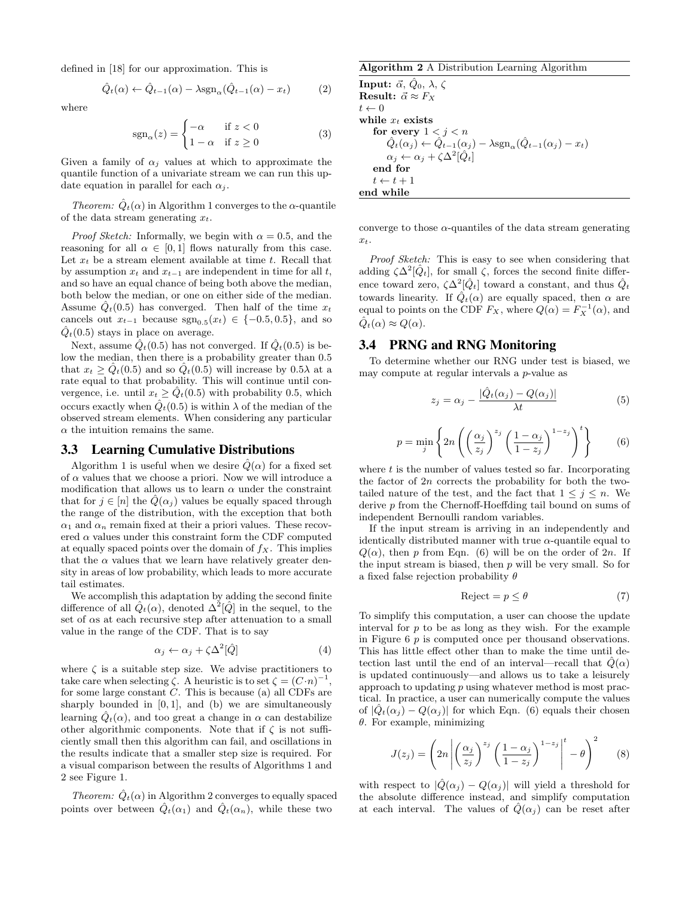defined in [18] for our approximation. This is

$$\hat{Q}_t(\alpha) \leftarrow \hat{Q}_{t-1}(\alpha) - \lambda \text{sgn}_\alpha(\hat{Q}_{t-1}(\alpha) - x_t) \tag{2}$$

where

$$\text{sgn}_\alpha(z) = \begin{cases} -\alpha & \text{if } z < 0 \\ 1 - \alpha & \text{if } z \geq 0 \end{cases} \tag{3}$$

Given a family of $\alpha_j$ values at which to approximate the quantile function of a univariate stream we can run this update equation in parallel for each $\alpha_j$.

*Theorem:* $\hat{Q}_t(\alpha)$ in Algorithm 1 converges to the $\alpha$-quantile of the data stream generating $x_t$.

*Proof Sketch:* Informally, we begin with $\alpha = 0.5$, and the reasoning for all $\alpha \in [0, 1]$ flows naturally from this case. Let $x_t$ be a stream element available at time $t$. Recall that by assumption $x_t$ and $x_{t-1}$ are independent in time for all $t$, and so have an equal chance of being both above the median, both below the median, or one on either side of the median. Assume $\hat{Q}_t(0.5)$ has converged. Then half of the time $x_t$ cancels out $x_{t-1}$ because $\text{sgn}_{0.5}(x_t) \in \{-0.5, 0.5\}$, and so $\hat{Q}_t(0.5)$ stays in place on average.

Next, assume $\hat{Q}_t(0.5)$ has not converged. If $\hat{Q}_t(0.5)$ is below the median, then there is a probability greater than 0.5 that $x_t \geq \hat{Q}_t(0.5)$ and so $\hat{Q}_t(0.5)$ will increase by $0.5\lambda$ at a rate equal to that probability. This will continue until convergence, i.e. until $x_t \geq \hat{Q}_t(0.5)$ with probability 0.5, which occurs exactly when $\hat{Q}_t(0.5)$ is within $\lambda$ of the median of the observed stream elements. When considering any particular $\alpha$ the intuition remains the same.

## 3.3 Learning Cumulative Distributions

Algorithm 1 is useful when we desire $\hat{Q}(\alpha)$ for a fixed set of $\alpha$ values that we choose a priori. Now we will introduce a modification that allows us to learn $\alpha$ under the constraint that for $j \in [n]$ the $\hat{Q}(\alpha_j)$ values be equally spaced through the range of the distribution, with the exception that both $\alpha_1$ and $\alpha_n$ remain fixed at their a priori values. These recovered $\alpha$ values under this constraint form the CDF computed at equally spaced points over the domain of $f_X$. This implies that the $\alpha$ values that we learn have relatively greater density in areas of low probability, which leads to more accurate tail estimates.

We accomplish this adaptation by adding the second finite difference of all $\hat{Q}_t(\alpha)$, denoted $\Delta^2[\hat{Q}]$ in the sequel, to the set of $\alpha$s at each recursive step after attenuation to a small value in the range of the CDF. That is to say

$$\alpha_j \leftarrow \alpha_j + \zeta \Delta^2[\hat{Q}] \tag{4}$$

where $\zeta$ is a suitable step size. We advise practitioners to take care when selecting $\zeta$. A heuristic is to set $\zeta = (C \cdot n)^{-1}$, for some large constant $C$. This is because (a) all CDFs are sharply bounded in $[0, 1]$, and (b) we are simultaneously learning $\hat{Q}_t(\alpha)$, and too great a change in $\alpha$ can destabilize other algorithmic components. Note that if $\zeta$ is not sufficiently small then this algorithm can fail, and oscillations in the results indicate that a smaller step size is required. For a visual comparison between the results of Algorithms 1 and 2 see Figure 1.

*Theorem:* $\hat{Q}_t(\alpha)$ in Algorithm 2 converges to equally spaced points over between $\hat{Q}_t(\alpha_1)$ and $\hat{Q}_t(\alpha_n)$, while these two converge to those $\alpha$-quantiles of the data stream generating $x_t$.

**Algorithm 2** A Distribution Learning Algorithm

```
Input: α⃗, Q̂_0, λ, ζ
Result: α⃗ ≈ F_X
t ← 0
while x_t exists
    for every 1 < j < n
        Q̂_t(α_j) ← Q̂_{t−1}(α_j) − λ sgn_α(Q̂_{t−1}(α_j) − x_t)
        α_j ← α_j + ζΔ²[Q̂_t]
    end for
    t ← t + 1
end while
```

*Proof Sketch:* This is easy to see when considering that adding $\zeta\Delta^2[\hat{Q}_t]$, for small $\zeta$, forces the second finite difference toward zero, $\zeta\Delta^2[\hat{Q}_t]$ toward a constant, and thus $\hat{Q}_t$ towards linearity. If $\hat{Q}_t(\alpha)$ are equally spaced, then $\alpha$ are equal to points on the CDF $F_X$, where $Q(\alpha) = F_X^{-1}(\alpha)$, and $\hat{Q}_t(\alpha) \approx Q(\alpha)$.

## 3.4 PRNG and RNG Monitoring

To determine whether our RNG under test is biased, we may compute at regular intervals a $p$-value as

$$z_j = \alpha_j - \frac{|\hat{Q}_t(\alpha_j) - Q(\alpha_j)|}{\lambda t} \tag{5}$$

$$p = \min_j \left\{ 2n \left( \left( \frac{\alpha_j}{z_j} \right)^{z_j} \left( \frac{1 - \alpha_j}{1 - z_j} \right)^{1 - z_j} \right)^t \right\} \tag{6}$$

where $t$ is the number of values tested so far. Incorporating the factor of $2n$ corrects the probability for both the two-tailed nature of the test, and the fact that $1 \leq j \leq n$. We derive $p$ from the Chernoff-Hoeffding tail bound on sums of independent Bernoulli random variables.

If the input stream is arriving in an independently and identically distributed manner with true $\alpha$-quantile equal to $Q(\alpha)$, then $p$ from Eqn. (6) will be on the order of $2n$. If the input stream is biased, then $p$ will be very small. So for a fixed false rejection probability $\theta$

$$\text{Reject} = p \leq \theta \tag{7}$$

To simplify this computation, a user can choose the update interval for $p$ to be as long as they wish. For the example in Figure 6 $p$ is computed once per thousand observations. This has little effect other than to make the time until detection last until the end of an interval—recall that $\hat{Q}(\alpha)$ is updated continuously—and allows us to take a leisurely approach to updating $p$ using whatever method is most practical. In practice, a user can numerically compute the values of $|\hat{Q}_t(\alpha_j) - Q(\alpha_j)|$ for which Eqn. (6) equals their chosen $\theta$. For example, minimizing

$$J(z_j) = \left( 2n \left| \left( \frac{\alpha_j}{z_j} \right)^{z_j} \left( \frac{1 - \alpha_j}{1 - z_j} \right)^{1 - z_j} \right|^t - \theta \right)^2 \tag{8}$$

with respect to $|\hat{Q}(\alpha_j) - Q(\alpha_j)|$ will yield a threshold for the absolute difference instead, and simplify computation at each interval. The values of $\hat{Q}(\alpha_j)$ can be reset after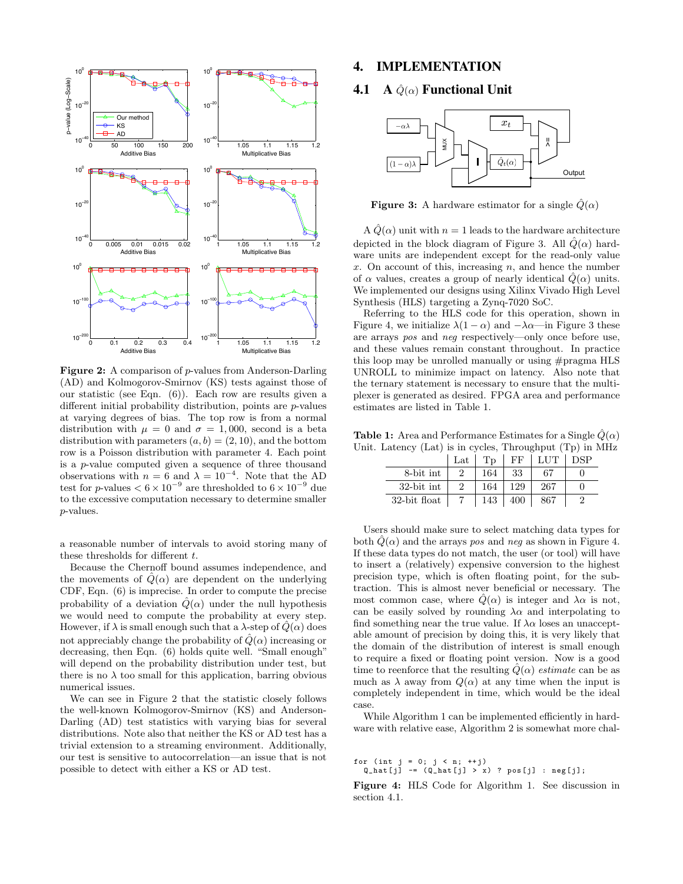**Figure 2:** A comparison of $p$-values from Anderson-Darling (AD) and Kolmogorov-Smirnov (KS) tests against those of our statistic (see Eqn. (6)). Each row are results given a different initial probability distribution, points are $p$-values at varying degrees of bias. The top row is from a normal distribution with $\mu = 0$ and $\sigma = 1,000$, second is a beta distribution with parameters $(a, b) = (2, 10)$, and the bottom row is a Poisson distribution with parameter 4. Each point is a $p$-value computed given a sequence of three thousand observations with $n = 6$ and $\lambda = 10^{-4}$. Note that the AD test for $p$-values $< 6 \times 10^{-9}$ are thresholded to $6 \times 10^{-9}$ due to the excessive computation necessary to determine smaller $p$-values.

a reasonable number of intervals to avoid storing many of these thresholds for different $t$.

Because the Chernoff bound assumes independence, and the movements of $\hat{Q}(\alpha)$ are dependent on the underlying CDF, Eqn. (6) is imprecise. In order to compute the precise probability of a deviation $\hat{Q}(\alpha)$ under the null hypothesis we would need to compute the probability at every step. However, if $\lambda$ is small enough such that a $\lambda$-step of $\hat{Q}(\alpha)$ does not appreciably change the probability of $\hat{Q}(\alpha)$ increasing or decreasing, then Eqn. (6) holds quite well. "Small enough" will depend on the probability distribution under test, but there is no $\lambda$ too small for this application, barring obvious numerical issues.

We can see in Figure 2 that the statistic closely follows the well-known Kolmogorov-Smirnov (KS) and Anderson-Darling (AD) test statistics with varying bias for several distributions. Note also that neither the KS or AD test has a trivial extension to a streaming environment. Additionally, our test is sensitive to autocorrelation—an issue that is not possible to detect with either a KS or AD test.

# 4. IMPLEMENTATION

## 4.1 A $\hat{Q}(\alpha)$ Functional Unit

**Figure 3:** A hardware estimator for a single $\hat{Q}(\alpha)$

A $\hat{Q}(\alpha)$ unit with $n = 1$ leads to the hardware architecture depicted in the block diagram of Figure 3. All $\hat{Q}(\alpha)$ hardware units are independent except for the read-only value $x$. On account of this, increasing $n$, and hence the number of $\alpha$ values, creates a group of nearly identical $\hat{Q}(\alpha)$ units. We implemented our designs using Xilinx Vivado High Level Synthesis (HLS) targeting a Zynq-7020 SoC.

Referring to the HLS code for this operation, shown in Figure 4, we initialize $\lambda(1-\alpha)$ and $-\lambda\alpha$—in Figure 3 these are arrays *pos* and *neg* respectively—only once before use, and these values remain constant throughout. In practice this loop may be unrolled manually or using #pragma HLS UNROLL to minimize impact on latency. Also note that the ternary statement is necessary to ensure that the multiplexer is generated as desired. FPGA area and performance estimates are listed in Table 1.

**Table 1:** Area and Performance Estimates for a Single $\hat{Q}(\alpha)$ Unit. Latency (Lat) is in cycles, Throughput (Tp) in MHz

| | Lat | Tp | FF | LUT | DSP |
|---|---|---|---|---|---|
| 8-bit int | 2 | 164 | 33 | 67 | 0 |
| 32-bit int | 2 | 164 | 129 | 267 | 0 |
| 32-bit float | 7 | 143 | 400 | 867 | 2 |

Users should make sure to select matching data types for both $\hat{Q}(\alpha)$ and the arrays *pos* and *neg* as shown in Figure 4. If these data types do not match, the user (or tool) will have to insert a (relatively) expensive conversion to the highest precision type, which is often floating point, for the subtraction. This is almost never beneficial or necessary. The most common case, where $\hat{Q}(\alpha)$ is integer and $\lambda\alpha$ is not, can be easily solved by rounding $\lambda\alpha$ and interpolating to find something near the true value. If $\lambda\alpha$ loses an unacceptable amount of precision by doing this, it is very likely that the domain of the distribution of interest is small enough to require a fixed or floating point version. Now is a good time to reenforce that the resulting $\hat{Q}(\alpha)$ *estimate* can be as much as $\lambda$ away from $Q(\alpha)$ at any time when the input is completely independent in time, which would be the ideal case.

While Algorithm 1 can be implemented efficiently in hardware with relative ease, Algorithm 2 is somewhat more chal-

```
for (int j = 0; j < n; ++j)
  Q_hat[j] -= (Q_hat[j] > x) ? pos[j] : neg[j];
```

**Figure 4:** HLS Code for Algorithm 1. See discussion in section 4.1.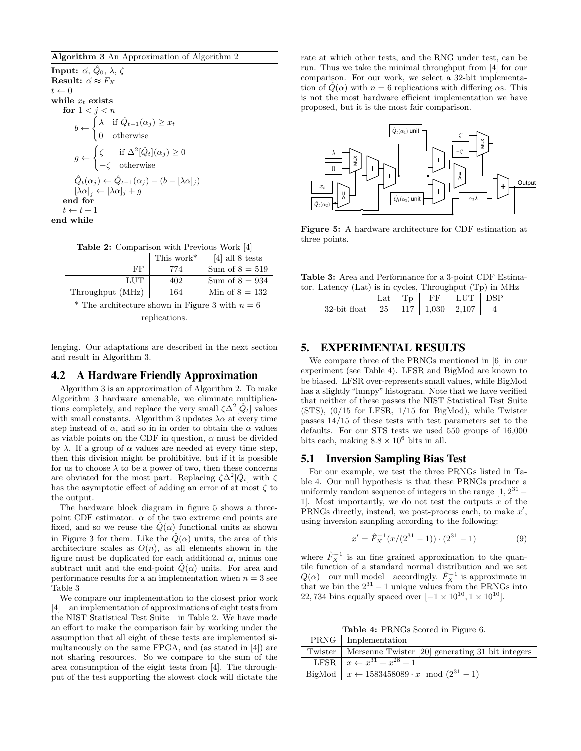**Algorithm 3** An Approximation of Algorithm 2

**Input:** $\vec{\alpha}$, $\hat{Q}_0$, $\lambda$, $\zeta$
**Result:** $\vec{\alpha} \approx F_X$
$t \leftarrow 0$
**while** $x_t$ **exists**
  **for** $1 < j < n$

$$b \leftarrow \begin{cases} \lambda & \text{if } \hat{Q}_{t-1}(\alpha_j) \geq x_t \\ 0 & \text{otherwise} \end{cases}$$

$$g \leftarrow \begin{cases} \zeta & \text{if } \Delta^2[\hat{Q}_t](\alpha_j) \geq 0 \\ -\zeta & \text{otherwise} \end{cases}$$

$$\hat{Q}_t(\alpha_j) \leftarrow \hat{Q}_{t-1}(\alpha_j) - (b - [\lambda\alpha]_j)$$
$$[\lambda\alpha]_j \leftarrow [\lambda\alpha]_j + g$$

  **end for**
  $t \leftarrow t + 1$
**end while**

**Table 2:** Comparison with Previous Work [4]

| | This work* | [4] all 8 tests |
|---|---|---|
| FF | 774 | Sum of 8 = 519 |
| LUT | 402 | Sum of 8 = 934 |
| Throughput (MHz) | 164 | Min of 8 = 132 |

\* The architecture shown in Figure 3 with $n = 6$ replications.

lenging. Our adaptations are described in the next section and result in Algorithm 3.

## 4.2 A Hardware Friendly Approximation

Algorithm 3 is an approximation of Algorithm 2. To make Algorithm 3 hardware amenable, we eliminate multiplications completely, and replace the very small $\zeta\Delta^2[\hat{Q}_t]$ values with small constants. Algorithm 3 updates $\lambda\alpha$ at every time step instead of $\alpha$, and so in in order to obtain the $\alpha$ values as viable points on the CDF in question, $\alpha$ must be divided by $\lambda$. If a group of $\alpha$ values are needed at every time step, then this division might be prohibitive, but if it is possible for us to choose $\lambda$ to be a power of two, then these concerns are obviated for the most part. Replacing $\zeta\Delta^2[\hat{Q}_t]$ with $\zeta$ has the asymptotic effect of adding an error of at most $\zeta$ to the output.

The hardware block diagram in figure 5 shows a three-point CDF estimator. $\alpha$ of the two extreme end points are fixed, and so we reuse the $\hat{Q}(\alpha)$ functional units as shown in Figure 3 for them. Like the $\hat{Q}(\alpha)$ units, the area of this architecture scales as $O(n)$, as all elements shown in the figure must be duplicated for each additional $\alpha$, minus one subtract unit and the end-point $\hat{Q}(\alpha)$ units. For area and performance results for a an implementation when $n = 3$ see Table 3

We compare our implementation to the closest prior work [4]—an implementation of approximations of eight tests from the NIST Statistical Test Suite—in Table 2. We have made an effort to make the comparison fair by working under the assumption that all eight of these tests are implemented simultaneously on the same FPGA, and (as stated in [4]) are not sharing resources. So we compare to the sum of the area consumption of the eight tests from [4]. The throughput of the test supporting the slowest clock will dictate the rate at which other tests, and the RNG under test, can be run. Thus we take the minimal throughput from [4] for our comparison. For our work, we select a 32-bit implementation of $\hat{Q}(\alpha)$ with $n = 6$ replications with differing $\alpha$s. This is not the most hardware efficient implementation we have proposed, but it is the most fair comparison.

**Figure 5:** A hardware architecture for CDF estimation at three points.

**Table 3:** Area and Performance for a 3-point CDF Estimator. Latency (Lat) is in cycles, Throughput (Tp) in MHz

| | Lat | Tp | FF | LUT | DSP |
|---|---|---|---|---|---|
| 32-bit float | 25 | 117 | 1,030 | 2,107 | 4 |

# 5. EXPERIMENTAL RESULTS

We compare three of the PRNGs mentioned in [6] in our experiment (see Table 4). LFSR and BigMod are known to be biased. LFSR over-represents small values, while BigMod has a slightly "lumpy" histogram. Note that we have verified that neither of these passes the NIST Statistical Test Suite (STS), (0/15 for LFSR, 1/15 for BigMod), while Twister passes 14/15 of these tests with test parameters set to the defaults. For our STS tests we used 550 groups of 16,000 bits each, making $8.8 \times 10^6$ bits in all.

## 5.1 Inversion Sampling Bias Test

For our example, we test the three PRNGs listed in Table 4. Our null hypothesis is that these PRNGs produce a uniformly random sequence of integers in the range $[1, 2^{31} - 1]$. Most importantly, we do not test the outputs $x$ of the PRNGs directly, instead, we post-process each, to make $x'$, using inversion sampling according to the following:

$$x' = \hat{F}_X^{-1}(x/(2^{31} - 1)) \cdot (2^{31} - 1) \quad (9)$$

where $\hat{F}_X^{-1}$ is an fine grained approximation to the quantile function of a standard normal distribution and we set $Q(\alpha)$—our null model—accordingly. $\hat{F}_X^{-1}$ is approximate in that we bin the $2^{31} - 1$ unique values from the PRNGs into 22,734 bins equally spaced over $[-1 \times 10^{10}, 1 \times 10^{10}]$.

**Table 4:** PRNGs Scored in Figure 6.

| PRNG | Implementation |
|---|---|
| Twister | Mersenne Twister [20] generating 31 bit integers |
| LFSR | $x \leftarrow x^{31} + x^{28} + 1$ |
| BigMod | $x \leftarrow 1583458089 \cdot x \mod (2^{31} - 1)$ |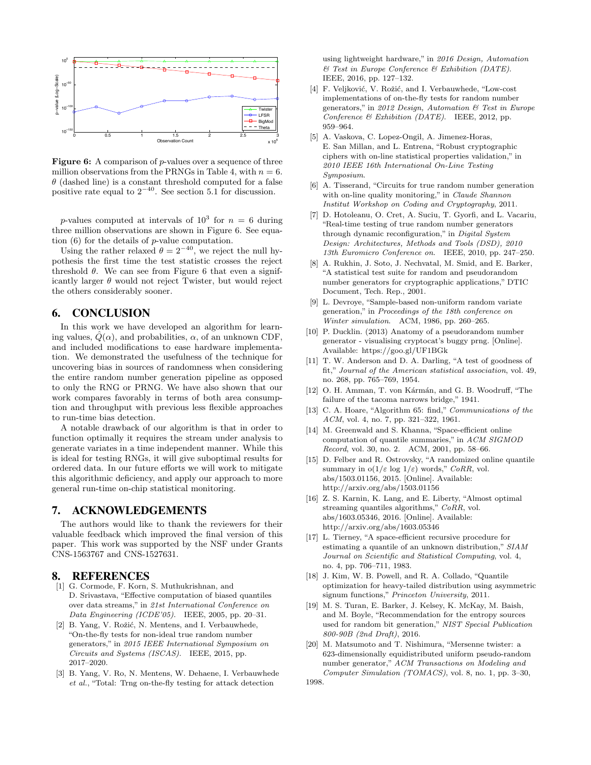$10^0$
$10^{-50}$
$10^{-100}$
$10^{-150}$
p-value (Log-Scale)
0 0.5 1 1.5 2 2.5 3
Observation Count
x $10^6$
Twister
LFSR
BigMod
Theta

**Figure 6:** A comparison of $p$-values over a sequence of three million observations from the PRNGs in Table 4, with $n = 6$. $\theta$ (dashed line) is a constant threshold computed for a false positive rate equal to $2^{-40}$. See section 5.1 for discussion.

$p$-values computed at intervals of $10^3$ for $n = 6$ during three million observations are shown in Figure 6. See equation (6) for the details of $p$-value computation.

Using the rather relaxed $\theta = 2^{-40}$, we reject the null hypothesis the first time the test statistic crosses the reject threshold $\theta$. We can see from Figure 6 that even a significantly larger $\theta$ would not reject Twister, but would reject the others considerably sooner.

# 6. CONCLUSION

In this work we have developed an algorithm for learning values, $\hat{Q}(\alpha)$, and probabilities, $\alpha$, of an unknown CDF, and included modifications to ease hardware implementation. We demonstrated the usefulness of the technique for uncovering bias in sources of randomness when considering the entire random number generation pipeline as opposed to only the RNG or PRNG. We have also shown that our work compares favorably in terms of both area consumption and throughput with previous less flexible approaches to run-time bias detection.

A notable drawback of our algorithm is that in order to function optimally it requires the stream under analysis to generate variates in a time independent manner. While this is ideal for testing RNGs, it will give suboptimal results for ordered data. In our future efforts we will work to mitigate this algorithmic deficiency, and apply our approach to more general run-time on-chip statistical monitoring.

# 7. ACKNOWLEDGEMENTS

The authors would like to thank the reviewers for their valuable feedback which improved the final version of this paper. This work was supported by the NSF under Grants CNS-1563767 and CNS-1527631.

# 8. REFERENCES

[1] G. Cormode, F. Korn, S. Muthukrishnan, and D. Srivastava, "Effective computation of biased quantiles over data streams," in *21st International Conference on Data Engineering (ICDE'05)*. IEEE, 2005, pp. 20–31.

[2] B. Yang, V. Rožić, N. Mentens, and I. Verbauwhede, "On-the-fly tests for non-ideal true random number generators," in *2015 IEEE International Symposium on Circuits and Systems (ISCAS)*. IEEE, 2015, pp. 2017–2020.

[3] B. Yang, V. Ro, N. Mentens, W. Dehaene, I. Verbauwhede *et al.*, "Total: Trng on-the-fly testing for attack detection using lightweight hardware," in *2016 Design, Automation & Test in Europe Conference & Exhibition (DATE)*. IEEE, 2016, pp. 127–132.

[4] F. Veljković, V. Rožić, and I. Verbauwhede, "Low-cost implementations of on-the-fly tests for random number generators," in *2012 Design, Automation & Test in Europe Conference & Exhibition (DATE)*. IEEE, 2012, pp. 959–964.

[5] A. Vaskova, C. Lopez-Ongil, A. Jimenez-Horas, E. San Millan, and L. Entrena, "Robust cryptographic ciphers with on-line statistical properties validation," in *2010 IEEE 16th International On-Line Testing Symposium*.

[6] A. Tisserand, "Circuits for true random number generation with on-line quality monitoring," in *Claude Shannon Institut Workshop on Coding and Cryptography*, 2011.

[7] D. Hotoleanu, O. Cret, A. Suciu, T. Gyorfi, and L. Vacariu, "Real-time testing of true random number generators through dynamic reconfiguration," in *Digital System Design: Architectures, Methods and Tools (DSD), 2010 13th Euromicro Conference on*. IEEE, 2010, pp. 247–250.

[8] A. Rukhin, J. Soto, J. Nechvatal, M. Smid, and E. Barker, "A statistical test suite for random and pseudorandom number generators for cryptographic applications," DTIC Document, Tech. Rep., 2001.

[9] L. Devroye, "Sample-based non-uniform random variate generation," in *Proceedings of the 18th conference on Winter simulation*. ACM, 1986, pp. 260–265.

[10] P. Ducklin. (2013) Anatomy of a pseudorandom number generator - visualising cryptocat's buggy prng. [Online]. Available: https://goo.gl/UF1BGk

[11] T. W. Anderson and D. A. Darling, "A test of goodness of fit," *Journal of the American statistical association*, vol. 49, no. 268, pp. 765–769, 1954.

[12] O. H. Amman, T. von Kármán, and G. B. Woodruff, "The failure of the tacoma narrows bridge," 1941.

[13] C. A. Hoare, "Algorithm 65: find," *Communications of the ACM*, vol. 4, no. 7, pp. 321–322, 1961.

[14] M. Greenwald and S. Khanna, "Space-efficient online computation of quantile summaries," in *ACM SIGMOD Record*, vol. 30, no. 2. ACM, 2001, pp. 58–66.

[15] D. Felber and R. Ostrovsky, "A randomized online quantile summary in o($1/\varepsilon$ log $1/\varepsilon$) words," *CoRR*, vol. abs/1503.01156, 2015. [Online]. Available: http://arxiv.org/abs/1503.01156

[16] Z. S. Karnin, K. Lang, and E. Liberty, "Almost optimal streaming quantiles algorithms," *CoRR*, vol. abs/1603.05346, 2016. [Online]. Available: http://arxiv.org/abs/1603.05346

[17] L. Tierney, "A space-efficient recursive procedure for estimating a quantile of an unknown distribution," *SIAM Journal on Scientific and Statistical Computing*, vol. 4, no. 4, pp. 706–711, 1983.

[18] J. Kim, W. B. Powell, and R. A. Collado, "Quantile optimization for heavy-tailed distribution using asymmetric signum functions," *Princeton University*, 2011.

[19] M. S. Turan, E. Barker, J. Kelsey, K. McKay, M. Baish, and M. Boyle, "Recommendation for the entropy sources used for random bit generation," *NIST Special Publication 800-90B (2nd Draft)*, 2016.

[20] M. Matsumoto and T. Nishimura, "Mersenne twister: a 623-dimensionally equidistributed uniform pseudo-random number generator," *ACM Transactions on Modeling and Computer Simulation (TOMACS)*, vol. 8, no. 1, pp. 3–30, 1998.